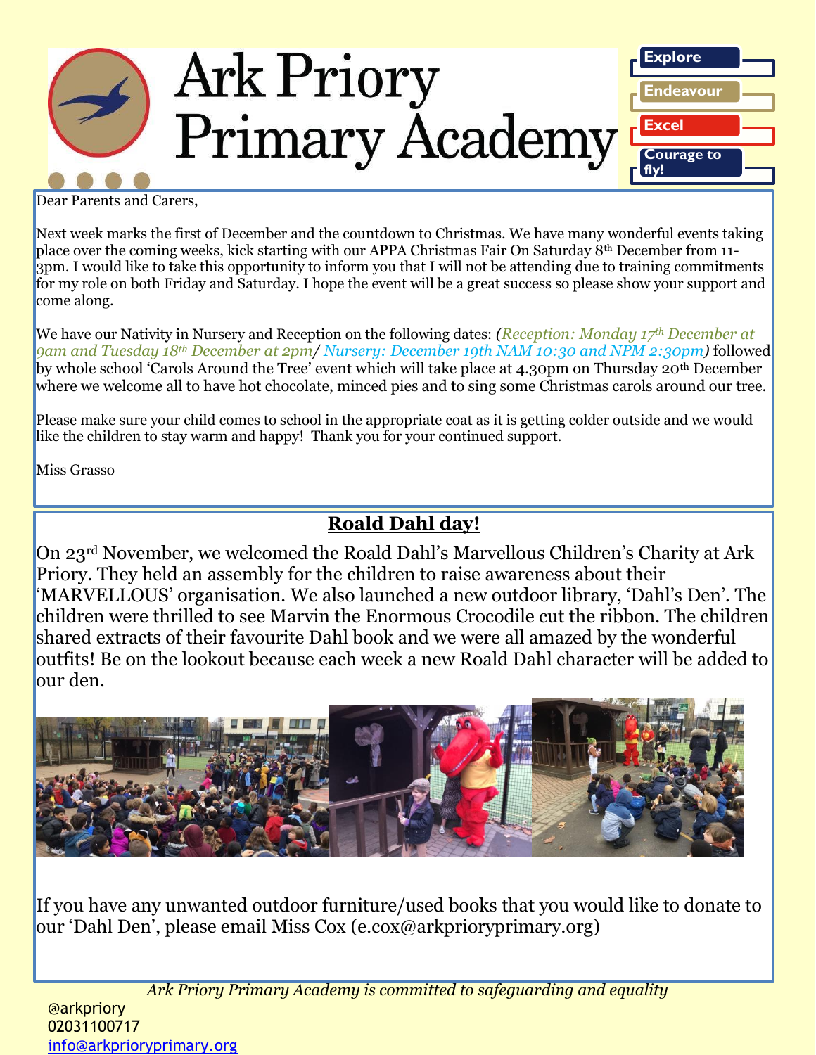# Ark Priory Primary Academy

Explore

Endeavour

Excel

Courage to fly!

Dear Parents and Carers,

Next week marks the first of December and the countdown to Christmas. We have many wonderful events taking place over the coming weeks, kick starting with our APPA Christmas Fair On Saturday 8th December from 11-3pm. I would like to take this opportunity to inform you that I will not be attending due to training commitments for my role on both Friday and Saturday. I hope the event will be a great success so please show your support and come along.

We have our Nativity in Nursery and Reception on the following dates: *(Reception: Monday 17th December at 9am and Tuesday 18th December at 2pm/ Nursery: December 19th NAM 10:30 and NPM 2:30pm)* followed by whole school 'Carols Around the Tree' event which will take place at 4.30pm on Thursday 20th December where we welcome all to have hot chocolate, minced pies and to sing some Christmas carols around our tree.

Please make sure your child comes to school in the appropriate coat as it is getting colder outside and we would like the children to stay warm and happy! Thank you for your continued support.

Miss Grasso

## Roald Dahl day!

On 23rd November, we welcomed the Roald Dahl's Marvellous Children's Charity at Ark Priory. They held an assembly for the children to raise awareness about their 'MARVELLOUS' organisation. We also launched a new outdoor library, 'Dahl's Den'. The children were thrilled to see Marvin the Enormous Crocodile cut the ribbon. The children shared extracts of their favourite Dahl book and we were all amazed by the wonderful outfits! Be on the lookout because each week a new Roald Dahl character will be added to our den.

If you have any unwanted outdoor furniture/used books that you would like to donate to our 'Dahl Den', please email Miss Cox (e.cox@arkprioryprimary.org)

*Ark Priory Primary Academy is committed to safeguarding and equality*

@arkpriory
02031100717
info@arkprioryprimary.org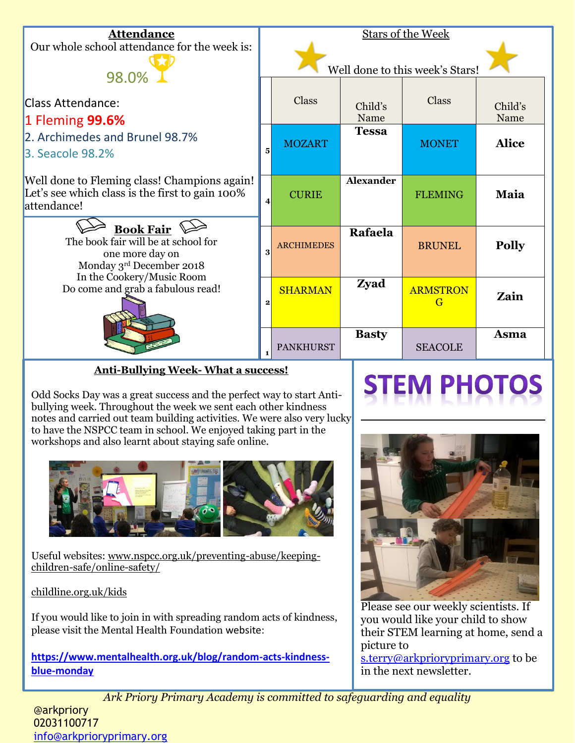## Attendance

Our whole school attendance for the week is:

98.0%

Class Attendance:

1 Fleming **99.6%**

2. Archimedes and Brunel 98.7%

3. Seacole 98.2%

Well done to Fleming class! Champions again! Let's see which class is the first to gain 100% attendance!

## Book Fair

The book fair will be at school for one more day on
Monday 3rd December 2018
In the Cookery/Music Room
Do come and grab a fabulous read!

## Stars of the Week

Well done to this week's Stars!

| | Class | Child's Name | Class | Child's Name |
|---|---|---|---|---|
| 5 | MOZART | **Tessa** | MONET | **Alice** |
| 4 | CURIE | **Alexander** | FLEMING | **Maia** |
| 3 | ARCHIMEDES | **Rafaela** | BRUNEL | **Polly** |
| 2 | SHARMAN | **Zyad** | ARMSTRONG | **Zain** |
| 1 | PANKHURST | **Basty** | SEACOLE | **Asma** |

## Anti-Bullying Week- What a success!

Odd Socks Day was a great success and the perfect way to start Anti-bullying week. Throughout the week we sent each other kindness notes and carried out team building activities. We were also very lucky to have the NSPCC team in school. We enjoyed taking part in the workshops and also learnt about staying safe online.

Useful websites: www.nspcc.org.uk/preventing-abuse/keeping-children-safe/online-safety/

childline.org.uk/kids

If you would like to join in with spreading random acts of kindness, please visit the Mental Health Foundation website:

**https://www.mentalhealth.org.uk/blog/random-acts-kindness-blue-monday**

## STEM PHOTOS

Please see our weekly scientists. If you would like your child to show their STEM learning at home, send a picture to s.terry@arkprioryprimary.org to be in the next newsletter.

*Ark Priory Primary Academy is committed to safeguarding and equality*

@arkpriory
02031100717
info@arkprioryprimary.org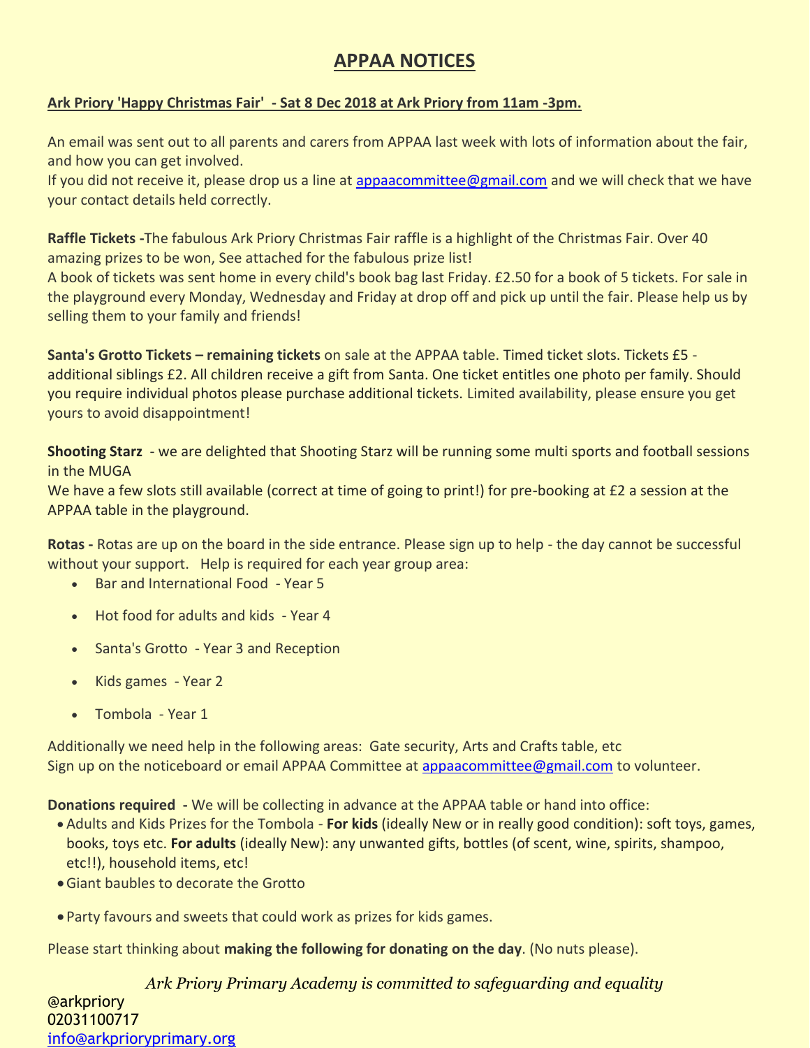# APPAA NOTICES

**Ark Priory 'Happy Christmas Fair' - Sat 8 Dec 2018 at Ark Priory from 11am -3pm.**

An email was sent out to all parents and carers from APPAA last week with lots of information about the fair, and how you can get involved.
If you did not receive it, please drop us a line at appaacommittee@gmail.com and we will check that we have your contact details held correctly.

**Raffle Tickets -**The fabulous Ark Priory Christmas Fair raffle is a highlight of the Christmas Fair. Over 40 amazing prizes to be won, See attached for the fabulous prize list!
A book of tickets was sent home in every child's book bag last Friday. £2.50 for a book of 5 tickets. For sale in the playground every Monday, Wednesday and Friday at drop off and pick up until the fair. Please help us by selling them to your family and friends!

**Santa's Grotto Tickets – remaining tickets** on sale at the APPAA table. Timed ticket slots. Tickets £5 - additional siblings £2. All children receive a gift from Santa. One ticket entitles one photo per family. Should you require individual photos please purchase additional tickets. Limited availability, please ensure you get yours to avoid disappointment!

**Shooting Starz** - we are delighted that Shooting Starz will be running some multi sports and football sessions in the MUGA
We have a few slots still available (correct at time of going to print!) for pre-booking at £2 a session at the APPAA table in the playground.

**Rotas -** Rotas are up on the board in the side entrance. Please sign up to help - the day cannot be successful without your support. Help is required for each year group area:

- Bar and International Food - Year 5
- Hot food for adults and kids - Year 4
- Santa's Grotto - Year 3 and Reception
- Kids games - Year 2
- Tombola - Year 1

Additionally we need help in the following areas: Gate security, Arts and Crafts table, etc
Sign up on the noticeboard or email APPAA Committee at appaacommittee@gmail.com to volunteer.

**Donations required -** We will be collecting in advance at the APPAA table or hand into office:

- Adults and Kids Prizes for the Tombola - **For kids** (ideally New or in really good condition): soft toys, games, books, toys etc. **For adults** (ideally New): any unwanted gifts, bottles (of scent, wine, spirits, shampoo, etc!!), household items, etc!
- Giant baubles to decorate the Grotto
- Party favours and sweets that could work as prizes for kids games.

Please start thinking about **making the following for donating on the day**. (No nuts please).

*Ark Priory Primary Academy is committed to safeguarding and equality*

@arkpriory
02031100717
info@arkprioryprimary.org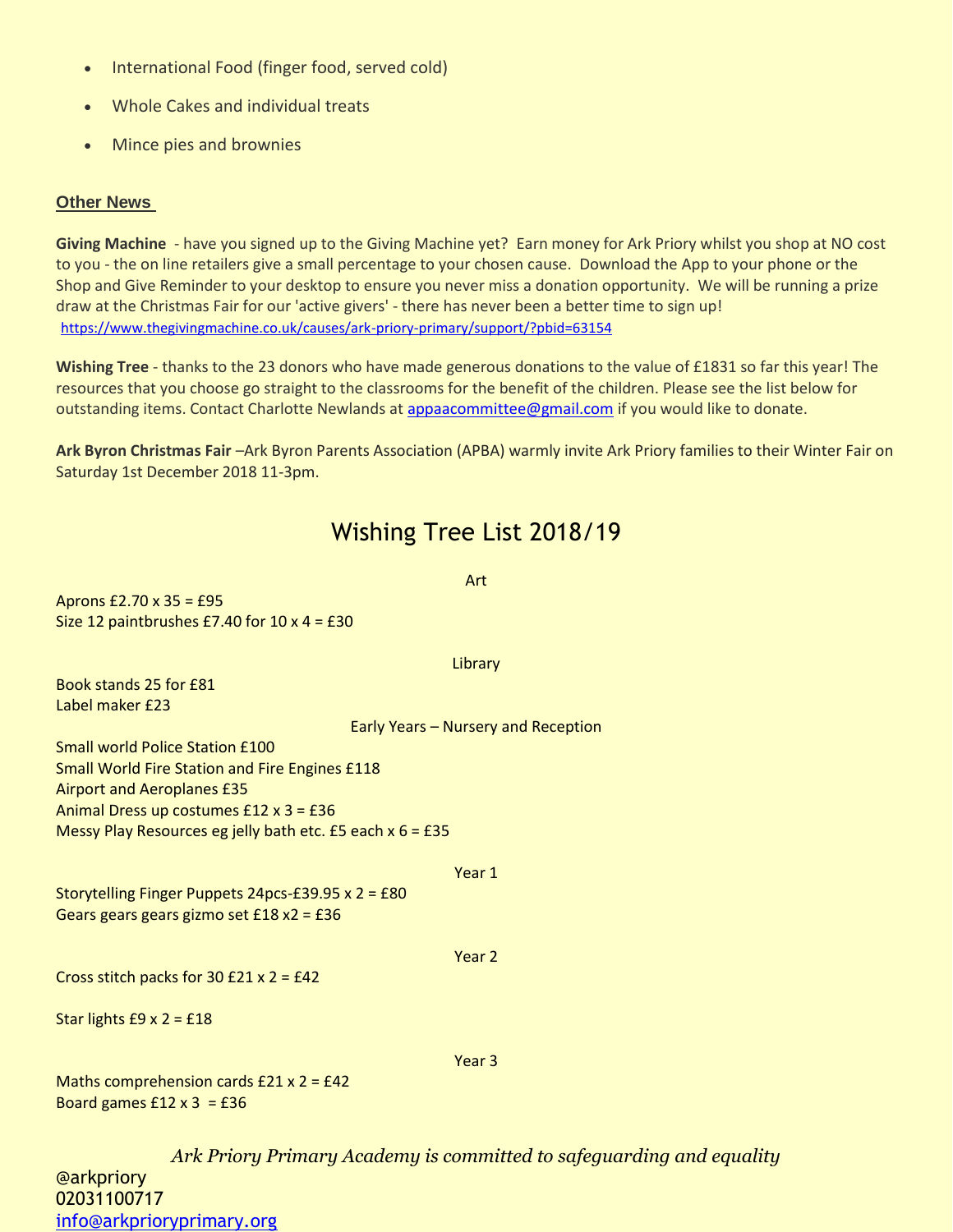- International Food (finger food, served cold)
- Whole Cakes and individual treats
- Mince pies and brownies

## Other News

**Giving Machine** - have you signed up to the Giving Machine yet? Earn money for Ark Priory whilst you shop at NO cost to you - the on line retailers give a small percentage to your chosen cause. Download the App to your phone or the Shop and Give Reminder to your desktop to ensure you never miss a donation opportunity. We will be running a prize draw at the Christmas Fair for our 'active givers' - there has never been a better time to sign up!
https://www.thegivingmachine.co.uk/causes/ark-priory-primary/support/?pbid=63154

**Wishing Tree** - thanks to the 23 donors who have made generous donations to the value of £1831 so far this year! The resources that you choose go straight to the classrooms for the benefit of the children. Please see the list below for outstanding items. Contact Charlotte Newlands at appaacommittee@gmail.com if you would like to donate.

**Ark Byron Christmas Fair** –Ark Byron Parents Association (APBA) warmly invite Ark Priory families to their Winter Fair on Saturday 1st December 2018 11-3pm.

# Wishing Tree List 2018/19

Art

Aprons £2.70 x 35 = £95
Size 12 paintbrushes £7.40 for 10 x 4 = £30

Library

Book stands 25 for £81
Label maker £23

Early Years – Nursery and Reception

Small world Police Station £100
Small World Fire Station and Fire Engines £118
Airport and Aeroplanes £35
Animal Dress up costumes £12 x 3 = £36
Messy Play Resources eg jelly bath etc. £5 each x 6 = £35

Year 1

Storytelling Finger Puppets 24pcs-£39.95 x 2 = £80
Gears gears gears gizmo set £18 x2 = £36

Year 2

Cross stitch packs for 30 £21 x 2 = £42

Star lights £9 x 2 = £18

Year 3

Maths comprehension cards £21 x 2 = £42
Board games £12 x 3 = £36

*Ark Priory Primary Academy is committed to safeguarding and equality*

@arkpriory
02031100717
info@arkprioryprimary.org